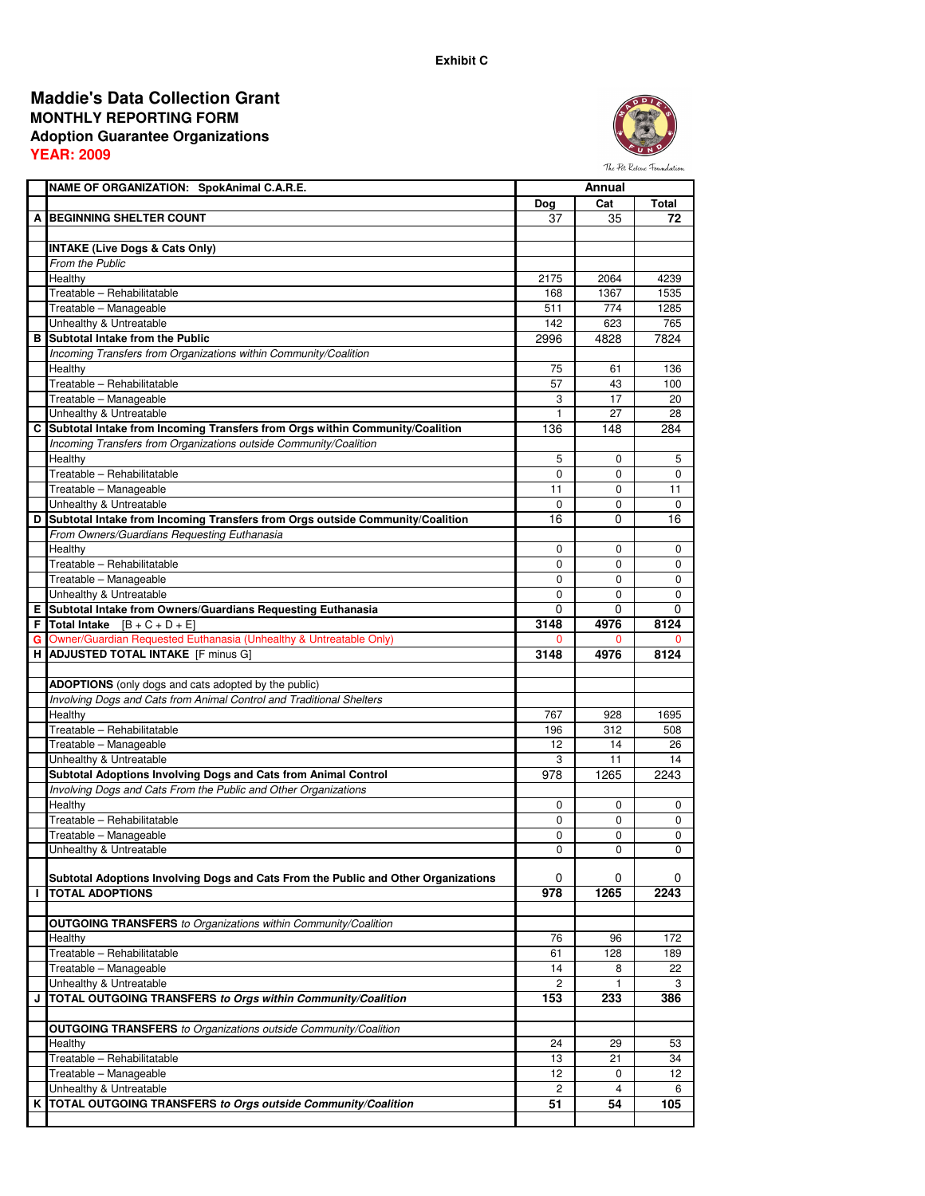Exhibit C

# Maddie's Data Collection Grant
## MONTHLY REPORTING FORM
### Adoption Guarantee Organizations
**YEAR: 2009**

The Pet Rescue Foundation

| | NAME OF ORGANIZATION: SpokAnimal C.A.R.E. | Annual | | |
|---|---|---|---|---|
| | | Dog | Cat | Total |
| A | **BEGINNING SHELTER COUNT** | 37 | 35 | **72** |
| | | | | |
| | **INTAKE (Live Dogs & Cats Only)** | | | |
| | *From the Public* | | | |
| | Healthy | 2175 | 2064 | 4239 |
| | Treatable – Rehabilitatable | 168 | 1367 | 1535 |
| | Treatable – Manageable | 511 | 774 | 1285 |
| | Unhealthy & Untreatable | 142 | 623 | 765 |
| B | **Subtotal Intake from the Public** | 2996 | 4828 | 7824 |
| | *Incoming Transfers from Organizations within Community/Coalition* | | | |
| | Healthy | 75 | 61 | 136 |
| | Treatable – Rehabilitatable | 57 | 43 | 100 |
| | Treatable – Manageable | 3 | 17 | 20 |
| | Unhealthy & Untreatable | 1 | 27 | 28 |
| C | **Subtotal Intake from Incoming Transfers from Orgs within Community/Coalition** | 136 | 148 | 284 |
| | *Incoming Transfers from Organizations outside Community/Coalition* | | | |
| | Healthy | 5 | 0 | 5 |
| | Treatable – Rehabilitatable | 0 | 0 | 0 |
| | Treatable – Manageable | 11 | 0 | 11 |
| | Unhealthy & Untreatable | 0 | 0 | 0 |
| D | **Subtotal Intake from Incoming Transfers from Orgs outside Community/Coalition** | 16 | 0 | 16 |
| | *From Owners/Guardians Requesting Euthanasia* | | | |
| | Healthy | 0 | 0 | 0 |
| | Treatable – Rehabilitatable | 0 | 0 | 0 |
| | Treatable – Manageable | 0 | 0 | 0 |
| | Unhealthy & Untreatable | 0 | 0 | 0 |
| E | **Subtotal Intake from Owners/Guardians Requesting Euthanasia** | 0 | 0 | 0 |
| F | **Total Intake** [B + C + D + E] | **3148** | **4976** | **8124** |
| G | Owner/Guardian Requested Euthanasia (Unhealthy & Untreatable Only) | 0 | 0 | 0 |
| H | **ADJUSTED TOTAL INTAKE** [F minus G] | **3148** | **4976** | **8124** |
| | | | | |
| | **ADOPTIONS** (only dogs and cats adopted by the public) | | | |
| | *Involving Dogs and Cats from Animal Control and Traditional Shelters* | | | |
| | Healthy | 767 | 928 | 1695 |
| | Treatable – Rehabilitatable | 196 | 312 | 508 |
| | Treatable – Manageable | 12 | 14 | 26 |
| | Unhealthy & Untreatable | 3 | 11 | 14 |
| | **Subtotal Adoptions Involving Dogs and Cats from Animal Control** | 978 | 1265 | 2243 |
| | *Involving Dogs and Cats From the Public and Other Organizations* | | | |
| | Healthy | 0 | 0 | 0 |
| | Treatable – Rehabilitatable | 0 | 0 | 0 |
| | Treatable – Manageable | 0 | 0 | 0 |
| | Unhealthy & Untreatable | 0 | 0 | 0 |
| | **Subtotal Adoptions Involving Dogs and Cats From the Public and Other Organizations** | 0 | 0 | 0 |
| I | **TOTAL ADOPTIONS** | **978** | **1265** | **2243** |
| | | | | |
| | **OUTGOING TRANSFERS** *to Organizations within Community/Coalition* | | | |
| | Healthy | 76 | 96 | 172 |
| | Treatable – Rehabilitatable | 61 | 128 | 189 |
| | Treatable – Manageable | 14 | 8 | 22 |
| | Unhealthy & Untreatable | 2 | 1 | 3 |
| J | ***TOTAL OUTGOING TRANSFERS to Orgs within Community/Coalition*** | **153** | **233** | **386** |
| | | | | |
| | **OUTGOING TRANSFERS** *to Organizations outside Community/Coalition* | | | |
| | Healthy | 24 | 29 | 53 |
| | Treatable – Rehabilitatable | 13 | 21 | 34 |
| | Treatable – Manageable | 12 | 0 | 12 |
| | Unhealthy & Untreatable | 2 | 4 | 6 |
| K | ***TOTAL OUTGOING TRANSFERS to Orgs outside Community/Coalition*** | **51** | **54** | **105** |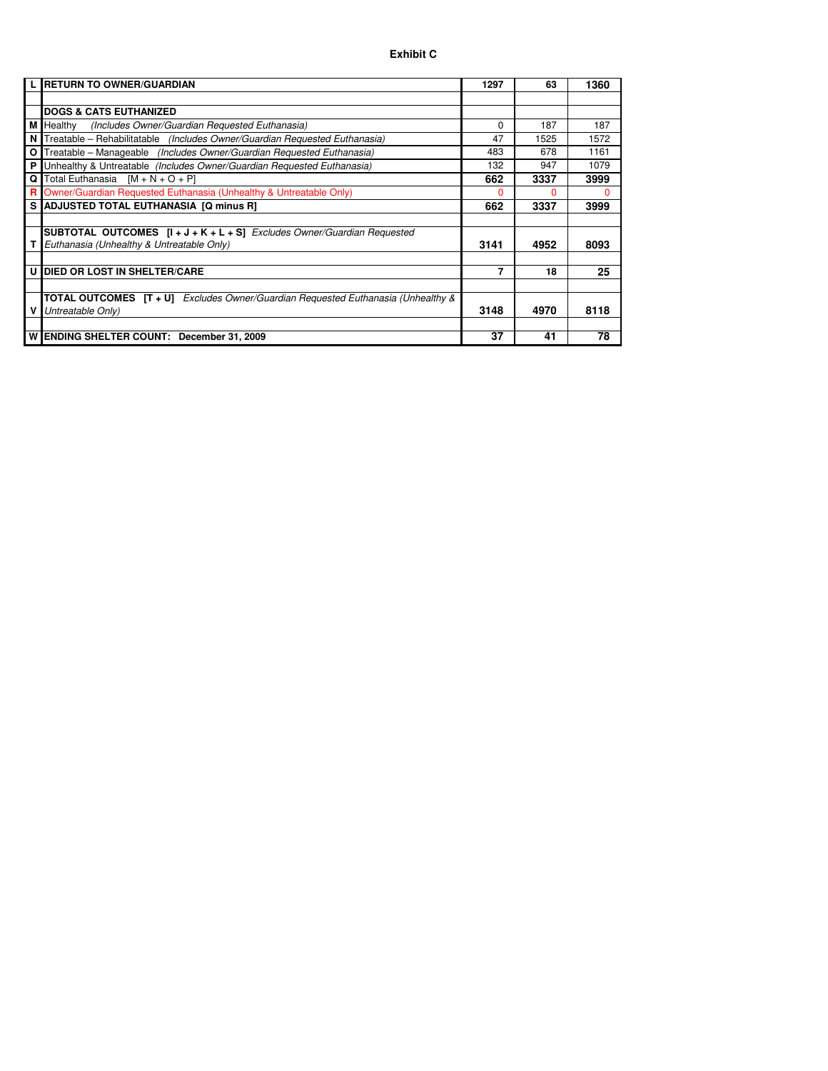**Exhibit C**

| | | | | |
|---|---|---|---|---|
| L | **RETURN TO OWNER/GUARDIAN** | 1297 | 63 | 1360 |
| | | | | |
| | **DOGS & CATS EUTHANIZED** | | | |
| M | Healthy *(Includes Owner/Guardian Requested Euthanasia)* | 0 | 187 | 187 |
| N | Treatable – Rehabilitatable *(Includes Owner/Guardian Requested Euthanasia)* | 47 | 1525 | 1572 |
| O | Treatable – Manageable *(Includes Owner/Guardian Requested Euthanasia)* | 483 | 678 | 1161 |
| P | Unhealthy & Untreatable *(Includes Owner/Guardian Requested Euthanasia)* | 132 | 947 | 1079 |
| Q | Total Euthanasia [M + N + O + P] | **662** | **3337** | **3999** |
| R | Owner/Guardian Requested Euthanasia (Unhealthy & Untreatable Only) | 0 | 0 | 0 |
| S | **ADJUSTED TOTAL EUTHANASIA [Q minus R]** | **662** | **3337** | **3999** |
| | | | | |
| T | **SUBTOTAL OUTCOMES [I + J + K + L + S]** *Excludes Owner/Guardian Requested Euthanasia (Unhealthy & Untreatable Only)* | **3141** | **4952** | **8093** |
| | | | | |
| U | **DIED OR LOST IN SHELTER/CARE** | **7** | **18** | **25** |
| | | | | |
| V | **TOTAL OUTCOMES [T + U]** *Excludes Owner/Guardian Requested Euthanasia (Unhealthy & Untreatable Only)* | **3148** | **4970** | **8118** |
| | | | | |
| W | **ENDING SHELTER COUNT: December 31, 2009** | **37** | **41** | **78** |